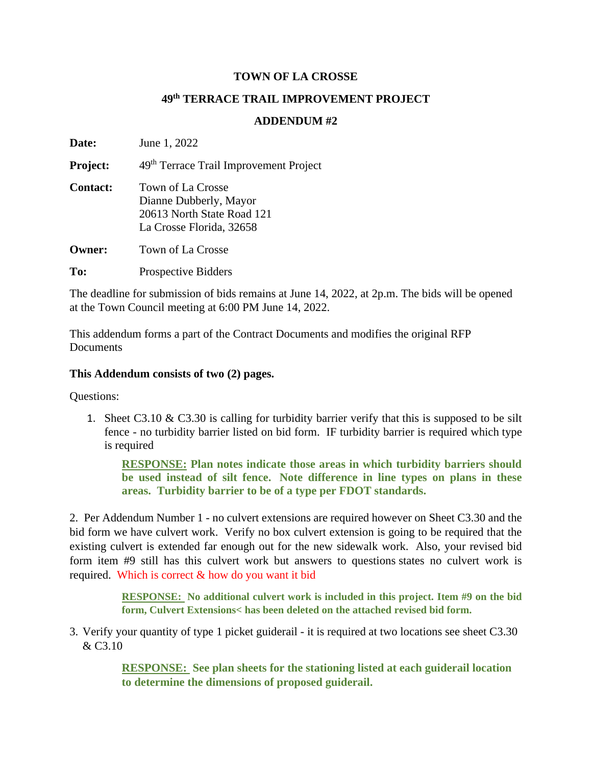**TOWN OF LA CROSSE**

**49th TERRACE TRAIL IMPROVEMENT PROJECT**

**ADDENDUM #2**

**Date:** June 1, 2022

**Project:** 49th Terrace Trail Improvement Project

**Contact:** Town of La Crosse
Dianne Dubberly, Mayor
20613 North State Road 121
La Crosse Florida, 32658

**Owner:** Town of La Crosse

**To:** Prospective Bidders

The deadline for submission of bids remains at June 14, 2022, at 2p.m. The bids will be opened at the Town Council meeting at 6:00 PM June 14, 2022.

This addendum forms a part of the Contract Documents and modifies the original RFP Documents

**This Addendum consists of two (2) pages.**

Questions:

1. Sheet C3.10 & C3.30 is calling for turbidity barrier verify that this is supposed to be silt fence - no turbidity barrier listed on bid form. IF turbidity barrier is required which type is required

    **RESPONSE: Plan notes indicate those areas in which turbidity barriers should be used instead of silt fence. Note difference in line types on plans in these areas. Turbidity barrier to be of a type per FDOT standards.**

2. Per Addendum Number 1 - no culvert extensions are required however on Sheet C3.30 and the bid form we have culvert work. Verify no box culvert extension is going to be required that the existing culvert is extended far enough out for the new sidewalk work. Also, your revised bid form item #9 still has this culvert work but answers to questions states no culvert work is required. Which is correct & how do you want it bid

    **RESPONSE: No additional culvert work is included in this project. Item #9 on the bid form, Culvert Extensions< has been deleted on the attached revised bid form.**

3. Verify your quantity of type 1 picket guiderail - it is required at two locations see sheet C3.30 & C3.10

    **RESPONSE: See plan sheets for the stationing listed at each guiderail location to determine the dimensions of proposed guiderail.**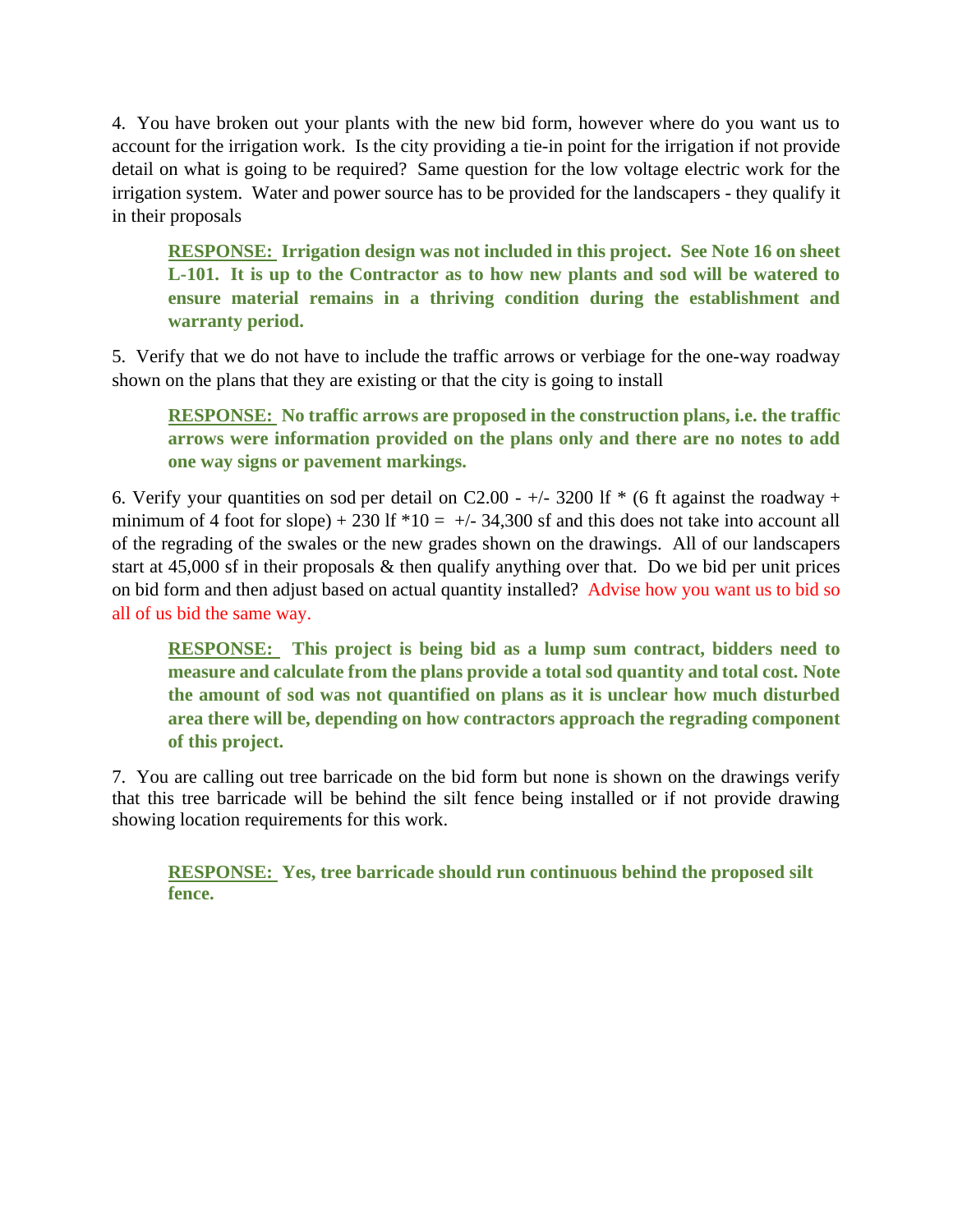4. You have broken out your plants with the new bid form, however where do you want us to account for the irrigation work. Is the city providing a tie-in point for the irrigation if not provide detail on what is going to be required? Same question for the low voltage electric work for the irrigation system. Water and power source has to be provided for the landscapers - they qualify it in their proposals

> **RESPONSE: Irrigation design was not included in this project. See Note 16 on sheet L-101. It is up to the Contractor as to how new plants and sod will be watered to ensure material remains in a thriving condition during the establishment and warranty period.**

5. Verify that we do not have to include the traffic arrows or verbiage for the one-way roadway shown on the plans that they are existing or that the city is going to install

> **RESPONSE: No traffic arrows are proposed in the construction plans, i.e. the traffic arrows were information provided on the plans only and there are no notes to add one way signs or pavement markings.**

6. Verify your quantities on sod per detail on C2.00 - +/- 3200 lf * (6 ft against the roadway + minimum of 4 foot for slope) + 230 lf *10 = +/- 34,300 sf and this does not take into account all of the regrading of the swales or the new grades shown on the drawings. All of our landscapers start at 45,000 sf in their proposals & then qualify anything over that. Do we bid per unit prices on bid form and then adjust based on actual quantity installed? Advise how you want us to bid so all of us bid the same way.

> **RESPONSE: This project is being bid as a lump sum contract, bidders need to measure and calculate from the plans provide a total sod quantity and total cost. Note the amount of sod was not quantified on plans as it is unclear how much disturbed area there will be, depending on how contractors approach the regrading component of this project.**

7. You are calling out tree barricade on the bid form but none is shown on the drawings verify that this tree barricade will be behind the silt fence being installed or if not provide drawing showing location requirements for this work.

> **RESPONSE: Yes, tree barricade should run continuous behind the proposed silt fence.**